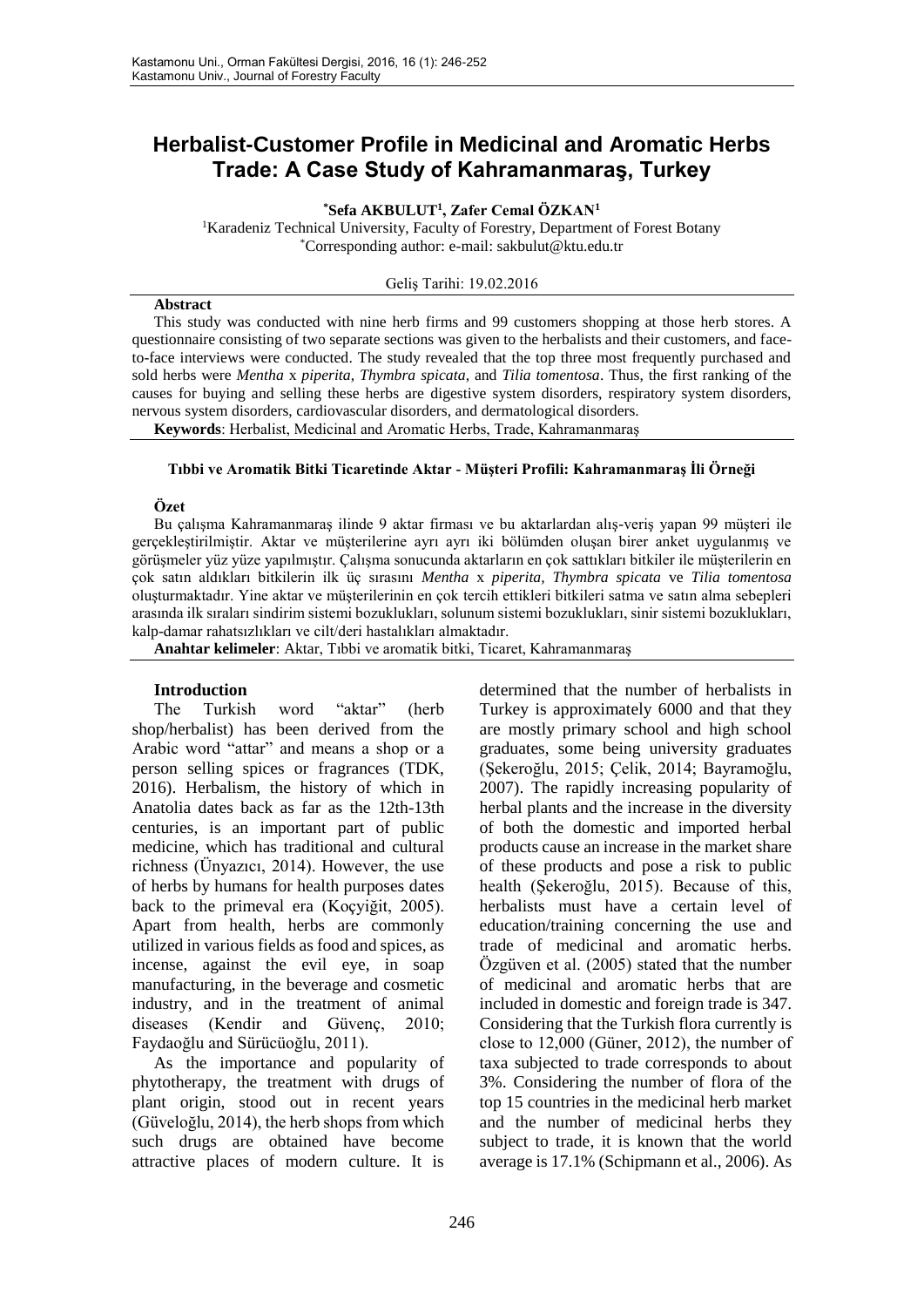# Herbalist-Customer Profile in Medicinal and Aromatic Herbs Trade: A Case Study of Kahramanmaraş, Turkey

**\*Sefa AKBULUT[1], Zafer Cemal ÖZKAN[1]**

[1]Karadeniz Technical University, Faculty of Forestry, Department of Forest Botany
\*Corresponding author: e-mail: sakbulut@ktu.edu.tr

Geliş Tarihi: 19.02.2016

**Abstract**

This study was conducted with nine herb firms and 99 customers shopping at those herb stores. A questionnaire consisting of two separate sections was given to the herbalists and their customers, and face-to-face interviews were conducted. The study revealed that the top three most frequently purchased and sold herbs were *Mentha* x *piperita*, *Thymbra spicata*, and *Tilia tomentosa*. Thus, the first ranking of the causes for buying and selling these herbs are digestive system disorders, respiratory system disorders, nervous system disorders, cardiovascular disorders, and dermatological disorders.

**Keywords**: Herbalist, Medicinal and Aromatic Herbs, Trade, Kahramanmaraş

## Tıbbi ve Aromatik Bitki Ticaretinde Aktar - Müşteri Profili: Kahramanmaraş İli Örneği

**Özet**

Bu çalışma Kahramanmaraş ilinde 9 aktar firması ve bu aktarlardan alış-veriş yapan 99 müşteri ile gerçekleştirilmiştir. Aktar ve müşterilerine ayrı ayrı iki bölümden oluşan birer anket uygulanmış ve görüşmeler yüz yüze yapılmıştır. Çalışma sonucunda aktarların en çok sattıkları bitkiler ile müşterilerin en çok satın aldıkları bitkilerin ilk üç sırasını *Mentha* x *piperita, Thymbra spicata* ve *Tilia tomentosa* oluşturmaktadır. Yine aktar ve müşterilerinin en çok tercih ettikleri bitkileri satma ve satın alma sebepleri arasında ilk sıraları sindirim sistemi bozuklukları, solunum sistemi bozuklukları, sinir sistemi bozuklukları, kalp-damar rahatsızlıkları ve cilt/deri hastalıkları almaktadır.

**Anahtar kelimeler**: Aktar, Tıbbi ve aromatik bitki, Ticaret, Kahramanmaraş

## Introduction

The Turkish word "aktar" (herb shop/herbalist) has been derived from the Arabic word "attar" and means a shop or a person selling spices or fragrances (TDK, 2016). Herbalism, the history of which in Anatolia dates back as far as the 12th-13th centuries, is an important part of public medicine, which has traditional and cultural richness (Ünyazıcı, 2014). However, the use of herbs by humans for health purposes dates back to the primeval era (Koçyiğit, 2005). Apart from health, herbs are commonly utilized in various fields as food and spices, as incense, against the evil eye, in soap manufacturing, in the beverage and cosmetic industry, and in the treatment of animal diseases (Kendir and Güvenç, 2010; Faydaoğlu and Sürücüoğlu, 2011).

As the importance and popularity of phytotherapy, the treatment with drugs of plant origin, stood out in recent years (Güveloğlu, 2014), the herb shops from which such drugs are obtained have become attractive places of modern culture. It is determined that the number of herbalists in Turkey is approximately 6000 and that they are mostly primary school and high school graduates, some being university graduates (Şekeroğlu, 2015; Çelik, 2014; Bayramoğlu, 2007). The rapidly increasing popularity of herbal plants and the increase in the diversity of both the domestic and imported herbal products cause an increase in the market share of these products and pose a risk to public health (Şekeroğlu, 2015). Because of this, herbalists must have a certain level of education/training concerning the use and trade of medicinal and aromatic herbs. Özgüven et al. (2005) stated that the number of medicinal and aromatic herbs that are included in domestic and foreign trade is 347. Considering that the Turkish flora currently is close to 12,000 (Güner, 2012), the number of taxa subjected to trade corresponds to about 3%. Considering the number of flora of the top 15 countries in the medicinal herb market and the number of medicinal herbs they subject to trade, it is known that the world average is 17.1% (Schipmann et al., 2006). As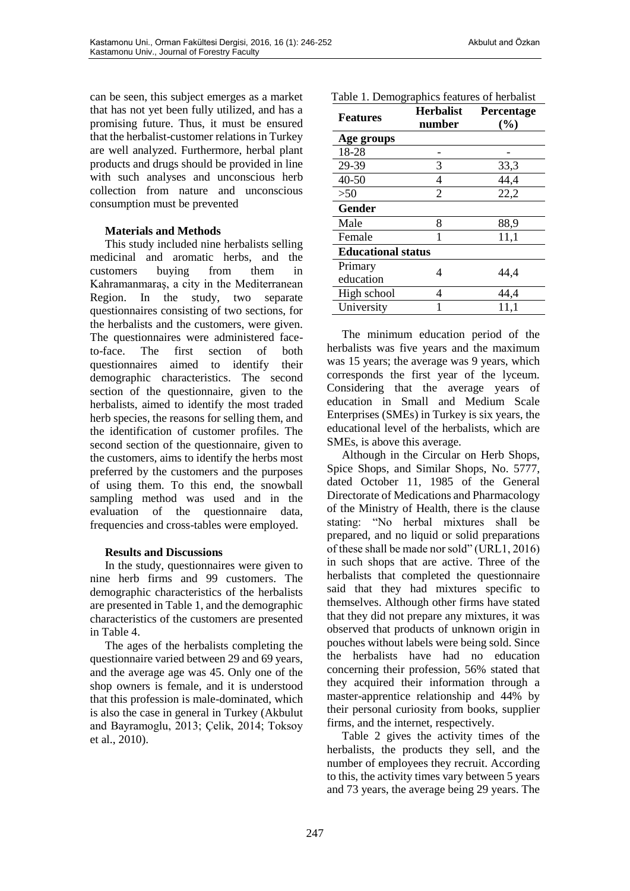can be seen, this subject emerges as a market that has not yet been fully utilized, and has a promising future. Thus, it must be ensured that the herbalist-customer relations in Turkey are well analyzed. Furthermore, herbal plant products and drugs should be provided in line with such analyses and unconscious herb collection from nature and unconscious consumption must be prevented

**Materials and Methods**

This study included nine herbalists selling medicinal and aromatic herbs, and the customers buying from them in Kahramanmaraş, a city in the Mediterranean Region. In the study, two separate questionnaires consisting of two sections, for the herbalists and the customers, were given. The questionnaires were administered face-to-face. The first section of both questionnaires aimed to identify their demographic characteristics. The second section of the questionnaire, given to the herbalists, aimed to identify the most traded herb species, the reasons for selling them, and the identification of customer profiles. The second section of the questionnaire, given to the customers, aims to identify the herbs most preferred by the customers and the purposes of using them. To this end, the snowball sampling method was used and in the evaluation of the questionnaire data, frequencies and cross-tables were employed.

**Results and Discussions**

In the study, questionnaires were given to nine herb firms and 99 customers. The demographic characteristics of the herbalists are presented in Table 1, and the demographic characteristics of the customers are presented in Table 4.

The ages of the herbalists completing the questionnaire varied between 29 and 69 years, and the average age was 45. Only one of the shop owners is female, and it is understood that this profession is male-dominated, which is also the case in general in Turkey (Akbulut and Bayramoglu, 2013; Çelik, 2014; Toksoy et al., 2010).

Table 1. Demographics features of herbalist

| Features | Herbalist number | Percentage (%) |
|---|---|---|
| **Age groups** | | |
| 18-28 | - | - |
| 29-39 | 3 | 33,3 |
| 40-50 | 4 | 44,4 |
| >50 | 2 | 22,2 |
| **Gender** | | |
| Male | 8 | 88,9 |
| Female | 1 | 11,1 |
| **Educational status** | | |
| Primary education | 4 | 44,4 |
| High school | 4 | 44,4 |
| University | 1 | 11,1 |

The minimum education period of the herbalists was five years and the maximum was 15 years; the average was 9 years, which corresponds the first year of the lyceum. Considering that the average years of education in Small and Medium Scale Enterprises (SMEs) in Turkey is six years, the educational level of the herbalists, which are SMEs, is above this average.

Although in the Circular on Herb Shops, Spice Shops, and Similar Shops, No. 5777, dated October 11, 1985 of the General Directorate of Medications and Pharmacology of the Ministry of Health, there is the clause stating: "No herbal mixtures shall be prepared, and no liquid or solid preparations of these shall be made nor sold" (URL1, 2016) in such shops that are active. Three of the herbalists that completed the questionnaire said that they had mixtures specific to themselves. Although other firms have stated that they did not prepare any mixtures, it was observed that products of unknown origin in pouches without labels were being sold. Since the herbalists have had no education concerning their profession, 56% stated that they acquired their information through a master-apprentice relationship and 44% by their personal curiosity from books, supplier firms, and the internet, respectively.

Table 2 gives the activity times of the herbalists, the products they sell, and the number of employees they recruit. According to this, the activity times vary between 5 years and 73 years, the average being 29 years. The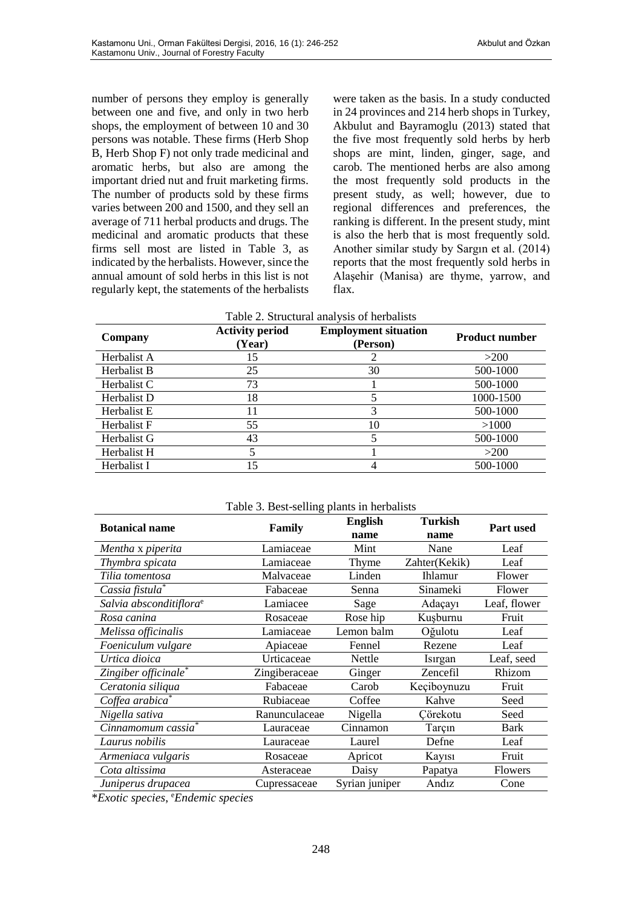number of persons they employ is generally between one and five, and only in two herb shops, the employment of between 10 and 30 persons was notable. These firms (Herb Shop B, Herb Shop F) not only trade medicinal and aromatic herbs, but also are among the important dried nut and fruit marketing firms. The number of products sold by these firms varies between 200 and 1500, and they sell an average of 711 herbal products and drugs. The medicinal and aromatic products that these firms sell most are listed in Table 3, as indicated by the herbalists. However, since the annual amount of sold herbs in this list is not regularly kept, the statements of the herbalists were taken as the basis. In a study conducted in 24 provinces and 214 herb shops in Turkey, Akbulut and Bayramoglu (2013) stated that the five most frequently sold herbs by herb shops are mint, linden, ginger, sage, and carob. The mentioned herbs are also among the most frequently sold products in the present study, as well; however, due to regional differences and preferences, the ranking is different. In the present study, mint is also the herb that is most frequently sold. Another similar study by Sargın et al. (2014) reports that the most frequently sold herbs in Alaşehir (Manisa) are thyme, yarrow, and flax.

Table 2. Structural analysis of herbalists

| Company | Activity period (Year) | Employment situation (Person) | Product number |
|---|---|---|---|
| Herbalist A | 15 | 2 | >200 |
| Herbalist B | 25 | 30 | 500-1000 |
| Herbalist C | 73 | 1 | 500-1000 |
| Herbalist D | 18 | 5 | 1000-1500 |
| Herbalist E | 11 | 3 | 500-1000 |
| Herbalist F | 55 | 10 | >1000 |
| Herbalist G | 43 | 5 | 500-1000 |
| Herbalist H | 5 | 1 | >200 |
| Herbalist I | 15 | 4 | 500-1000 |

Table 3. Best-selling plants in herbalists

| Botanical name | Family | English name | Turkish name | Part used |
|---|---|---|---|---|
| *Mentha* x *piperita* | Lamiaceae | Mint | Nane | Leaf |
| *Thymbra spicata* | Lamiaceae | Thyme | Zahter(Kekik) | Leaf |
| *Tilia tomentosa* | Malvaceae | Linden | Ihlamur | Flower |
| *Cassia fistula*\* | Fabaceae | Senna | Sinameki | Flower |
| *Salvia absconditiflora*[e] | Lamiacee | Sage | Adaçayı | Leaf, flower |
| *Rosa canina* | Rosaceae | Rose hip | Kuşburnu | Fruit |
| *Melissa officinalis* | Lamiaceae | Lemon balm | Oğulotu | Leaf |
| *Foeniculum vulgare* | Apiaceae | Fennel | Rezene | Leaf |
| *Urtica dioica* | Urticaceae | Nettle | Isırgan | Leaf, seed |
| *Zingiber officinale*\* | Zingiberaceae | Ginger | Zencefil | Rhizom |
| *Ceratonia siliqua* | Fabaceae | Carob | Keçiboynuzu | Fruit |
| *Coffea arabica*\* | Rubiaceae | Coffee | Kahve | Seed |
| *Nigella sativa* | Ranunculaceae | Nigella | Çörekotu | Seed |
| *Cinnamomum cassia*\* | Lauraceae | Cinnamon | Tarçın | Bark |
| *Laurus nobilis* | Lauraceae | Laurel | Defne | Leaf |
| *Armeniaca vulgaris* | Rosaceae | Apricot | Kayısı | Fruit |
| *Cota altissima* | Asteraceae | Daisy | Papatya | Flowers |
| *Juniperus drupacea* | Cupressaceae | Syrian juniper | Andız | Cone |

\**Exotic species*, [e]*Endemic species*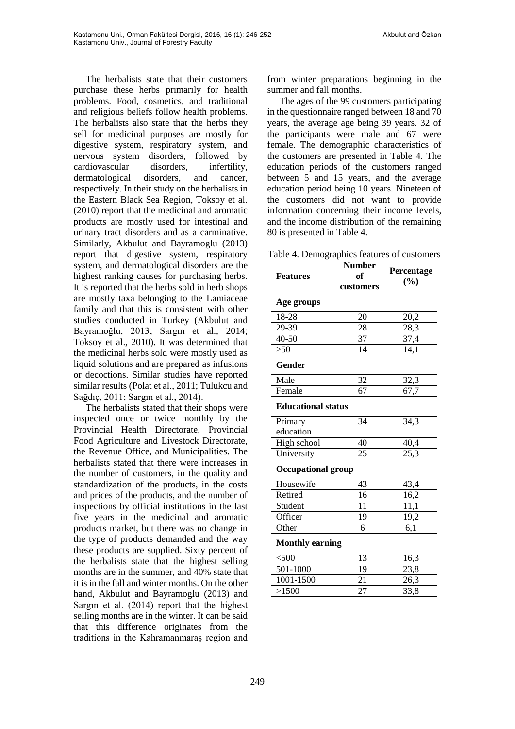The herbalists state that their customers purchase these herbs primarily for health problems. Food, cosmetics, and traditional and religious beliefs follow health problems. The herbalists also state that the herbs they sell for medicinal purposes are mostly for digestive system, respiratory system, and nervous system disorders, followed by cardiovascular disorders, infertility, dermatological disorders, and cancer, respectively. In their study on the herbalists in the Eastern Black Sea Region, Toksoy et al. (2010) report that the medicinal and aromatic products are mostly used for intestinal and urinary tract disorders and as a carminative. Similarly, Akbulut and Bayramoglu (2013) report that digestive system, respiratory system, and dermatological disorders are the highest ranking causes for purchasing herbs. It is reported that the herbs sold in herb shops are mostly taxa belonging to the Lamiaceae family and that this is consistent with other studies conducted in Turkey (Akbulut and Bayramoğlu, 2013; Sargın et al., 2014; Toksoy et al., 2010). It was determined that the medicinal herbs sold were mostly used as liquid solutions and are prepared as infusions or decoctions. Similar studies have reported similar results (Polat et al., 2011; Tulukcu and Sağdıç, 2011; Sargın et al., 2014).

The herbalists stated that their shops were inspected once or twice monthly by the Provincial Health Directorate, Provincial Food Agriculture and Livestock Directorate, the Revenue Office, and Municipalities. The herbalists stated that there were increases in the number of customers, in the quality and standardization of the products, in the costs and prices of the products, and the number of inspections by official institutions in the last five years in the medicinal and aromatic products market, but there was no change in the type of products demanded and the way these products are supplied. Sixty percent of the herbalists state that the highest selling months are in the summer, and 40% state that it is in the fall and winter months. On the other hand, Akbulut and Bayramoglu (2013) and Sargın et al. (2014) report that the highest selling months are in the winter. It can be said that this difference originates from the traditions in the Kahramanmaraş region and from winter preparations beginning in the summer and fall months.

The ages of the 99 customers participating in the questionnaire ranged between 18 and 70 years, the average age being 39 years. 32 of the participants were male and 67 were female. The demographic characteristics of the customers are presented in Table 4. The education periods of the customers ranged between 5 and 15 years, and the average education period being 10 years. Nineteen of the customers did not want to provide information concerning their income levels, and the income distribution of the remaining 80 is presented in Table 4.

Table 4. Demographics features of customers

| Features | Number of customers | Percentage (%) |
|---|---|---|
| **Age groups** | | |
| 18-28 | 20 | 20,2 |
| 29-39 | 28 | 28,3 |
| 40-50 | 37 | 37,4 |
| >50 | 14 | 14,1 |
| **Gender** | | |
| Male | 32 | 32,3 |
| Female | 67 | 67,7 |
| **Educational status** | | |
| Primary education | 34 | 34,3 |
| High school | 40 | 40,4 |
| University | 25 | 25,3 |
| **Occupational group** | | |
| Housewife | 43 | 43,4 |
| Retired | 16 | 16,2 |
| Student | 11 | 11,1 |
| Officer | 19 | 19,2 |
| Other | 6 | 6,1 |
| **Monthly earning** | | |
| <500 | 13 | 16,3 |
| 501-1000 | 19 | 23,8 |
| 1001-1500 | 21 | 26,3 |
| >1500 | 27 | 33,8 |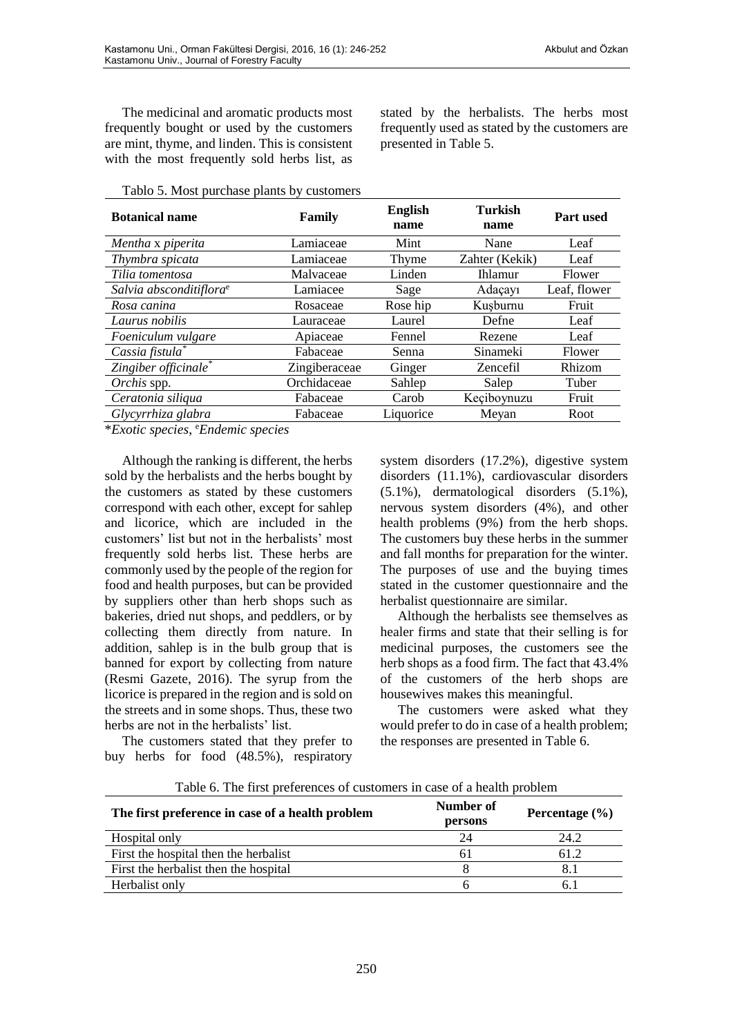The medicinal and aromatic products most frequently bought or used by the customers are mint, thyme, and linden. This is consistent with the most frequently sold herbs list, as stated by the herbalists. The herbs most frequently used as stated by the customers are presented in Table 5.

Tablo 5. Most purchase plants by customers

| Botanical name | Family | English name | Turkish name | Part used |
|---|---|---|---|---|
| *Mentha* x *piperita* | Lamiaceae | Mint | Nane | Leaf |
| *Thymbra spicata* | Lamiaceae | Thyme | Zahter (Kekik) | Leaf |
| *Tilia tomentosa* | Malvaceae | Linden | Ihlamur | Flower |
| *Salvia absconditiflora*[e] | Lamiacee | Sage | Adaçayı | Leaf, flower |
| *Rosa canina* | Rosaceae | Rose hip | Kuşburnu | Fruit |
| *Laurus nobilis* | Lauraceae | Laurel | Defne | Leaf |
| *Foeniculum vulgare* | Apiaceae | Fennel | Rezene | Leaf |
| *Cassia fistula*[*] | Fabaceae | Senna | Sinameki | Flower |
| *Zingiber officinale*[*] | Zingiberaceae | Ginger | Zencefil | Rhizom |
| *Orchis* spp. | Orchidaceae | Sahlep | Salep | Tuber |
| *Ceratonia siliqua* | Fabaceae | Carob | Keçiboynuzu | Fruit |
| *Glycyrrhiza glabra* | Fabaceae | Liquorice | Meyan | Root |

*\*Exotic species*, *[e]Endemic species*

Although the ranking is different, the herbs sold by the herbalists and the herbs bought by the customers as stated by these customers correspond with each other, except for sahlep and licorice, which are included in the customers' list but not in the herbalists' most frequently sold herbs list. These herbs are commonly used by the people of the region for food and health purposes, but can be provided by suppliers other than herb shops such as bakeries, dried nut shops, and peddlers, or by collecting them directly from nature. In addition, sahlep is in the bulb group that is banned for export by collecting from nature (Resmi Gazete, 2016). The syrup from the licorice is prepared in the region and is sold on the streets and in some shops. Thus, these two herbs are not in the herbalists' list.

The customers stated that they prefer to buy herbs for food (48.5%), respiratory system disorders (17.2%), digestive system disorders (11.1%), cardiovascular disorders (5.1%), dermatological disorders (5.1%), nervous system disorders (4%), and other health problems (9%) from the herb shops. The customers buy these herbs in the summer and fall months for preparation for the winter. The purposes of use and the buying times stated in the customer questionnaire and the herbalist questionnaire are similar.

Although the herbalists see themselves as healer firms and state that their selling is for medicinal purposes, the customers see the herb shops as a food firm. The fact that 43.4% of the customers of the herb shops are housewives makes this meaningful.

The customers were asked what they would prefer to do in case of a health problem; the responses are presented in Table 6.

Table 6. The first preferences of customers in case of a health problem

| The first preference in case of a health problem | Number of persons | Percentage (%) |
|---|---|---|
| Hospital only | 24 | 24.2 |
| First the hospital then the herbalist | 61 | 61.2 |
| First the herbalist then the hospital | 8 | 8.1 |
| Herbalist only | 6 | 6.1 |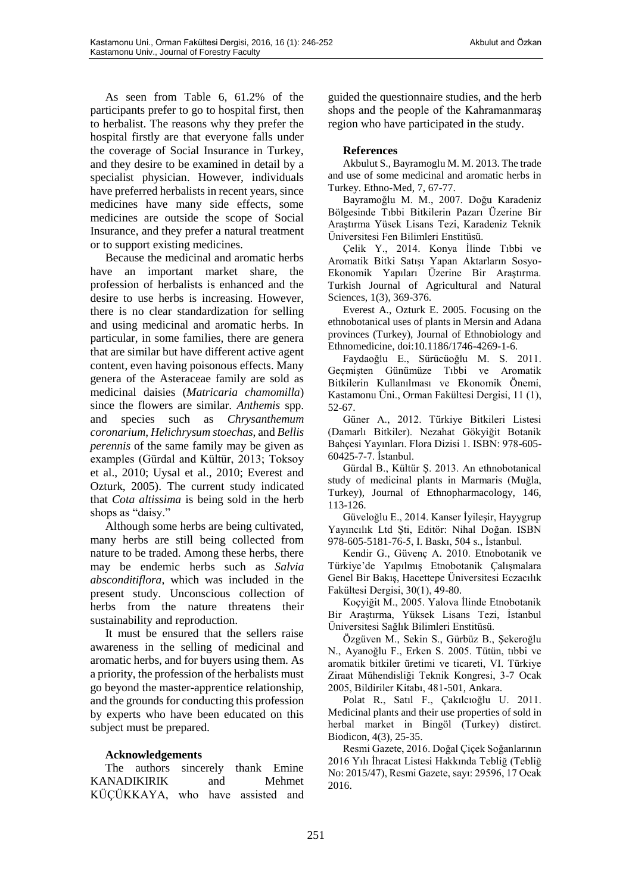As seen from Table 6, 61.2% of the participants prefer to go to hospital first, then to herbalist. The reasons why they prefer the hospital firstly are that everyone falls under the coverage of Social Insurance in Turkey, and they desire to be examined in detail by a specialist physician. However, individuals have preferred herbalists in recent years, since medicines have many side effects, some medicines are outside the scope of Social Insurance, and they prefer a natural treatment or to support existing medicines.

Because the medicinal and aromatic herbs have an important market share, the profession of herbalists is enhanced and the desire to use herbs is increasing. However, there is no clear standardization for selling and using medicinal and aromatic herbs. In particular, in some families, there are genera that are similar but have different active agent content, even having poisonous effects. Many genera of the Asteraceae family are sold as medicinal daisies (*Matricaria chamomilla*) since the flowers are similar. *Anthemis* spp. and species such as *Chrysanthemum coronarium*, *Helichrysum stoechas*, and *Bellis perennis* of the same family may be given as examples (Gürdal and Kültür, 2013; Toksoy et al., 2010; Uysal et al., 2010; Everest and Ozturk, 2005). The current study indicated that *Cota altissima* is being sold in the herb shops as "daisy."

Although some herbs are being cultivated, many herbs are still being collected from nature to be traded. Among these herbs, there may be endemic herbs such as *Salvia absconditiflora*, which was included in the present study. Unconscious collection of herbs from the nature threatens their sustainability and reproduction.

It must be ensured that the sellers raise awareness in the selling of medicinal and aromatic herbs, and for buyers using them. As a priority, the profession of the herbalists must go beyond the master-apprentice relationship, and the grounds for conducting this profession by experts who have been educated on this subject must be prepared.

## Acknowledgements

The authors sincerely thank Emine KANADIKIRIK and Mehmet KÜÇÜKKAYA, who have assisted and guided the questionnaire studies, and the herb shops and the people of the Kahramanmaraş region who have participated in the study.

## References

Akbulut S., Bayramoglu M. M. 2013. The trade and use of some medicinal and aromatic herbs in Turkey. Ethno-Med, 7, 67-77.

Bayramoğlu M. M., 2007. Doğu Karadeniz Bölgesinde Tıbbi Bitkilerin Pazarı Üzerine Bir Araştırma Yüsek Lisans Tezi, Karadeniz Teknik Üniversitesi Fen Bilimleri Enstitüsü.

Çelik Y., 2014. Konya İlinde Tıbbi ve Aromatik Bitki Satışı Yapan Aktarların Sosyo-Ekonomik Yapıları Üzerine Bir Araştırma. Turkish Journal of Agricultural and Natural Sciences, 1(3), 369-376.

Everest A., Ozturk E. 2005. Focusing on the ethnobotanical uses of plants in Mersin and Adana provinces (Turkey), Journal of Ethnobiology and Ethnomedicine, doi:10.1186/1746-4269-1-6.

Faydaoğlu E., Sürücüoğlu M. S. 2011. Geçmişten Günümüze Tıbbi ve Aromatik Bitkilerin Kullanılması ve Ekonomik Önemi, Kastamonu Üni., Orman Fakültesi Dergisi, 11 (1), 52-67.

Güner A., 2012. Türkiye Bitkileri Listesi (Damarlı Bitkiler). Nezahat Gökyiğit Botanik Bahçesi Yayınları. Flora Dizisi 1. ISBN: 978-605-60425-7-7. İstanbul.

Gürdal B., Kültür Ş. 2013. An ethnobotanical study of medicinal plants in Marmaris (Muğla, Turkey), Journal of Ethnopharmacology, 146, 113-126.

Güveloğlu E., 2014. Kanser İyileşir, Hayygrup Yayıncılık Ltd Şti, Editör: Nihal Doğan. ISBN 978-605-5181-76-5, I. Baskı, 504 s., İstanbul.

Kendir G., Güvenç A. 2010. Etnobotanik ve Türkiye'de Yapılmış Etnobotanik Çalışmalara Genel Bir Bakış, Hacettepe Üniversitesi Eczacılık Fakültesi Dergisi, 30(1), 49-80.

Koçyiğit M., 2005. Yalova İlinde Etnobotanik Bir Araştırma, Yüksek Lisans Tezi, İstanbul Üniversitesi Sağlık Bilimleri Enstitüsü.

Özgüven M., Sekin S., Gürbüz B., Şekeroğlu N., Ayanoğlu F., Erken S. 2005. Tütün, tıbbi ve aromatik bitkiler üretimi ve ticareti, VI. Türkiye Ziraat Mühendisliği Teknik Kongresi, 3-7 Ocak 2005, Bildiriler Kitabı, 481-501, Ankara.

Polat R., Satıl F., Çakılcıoğlu U. 2011. Medicinal plants and their use properties of sold in herbal market in Bingöl (Turkey) distirct. Biodicon, 4(3), 25-35.

Resmi Gazete, 2016. Doğal Çiçek Soğanlarının 2016 Yılı İhracat Listesi Hakkında Tebliğ (Tebliğ No: 2015/47), Resmi Gazete, sayı: 29596, 17 Ocak 2016.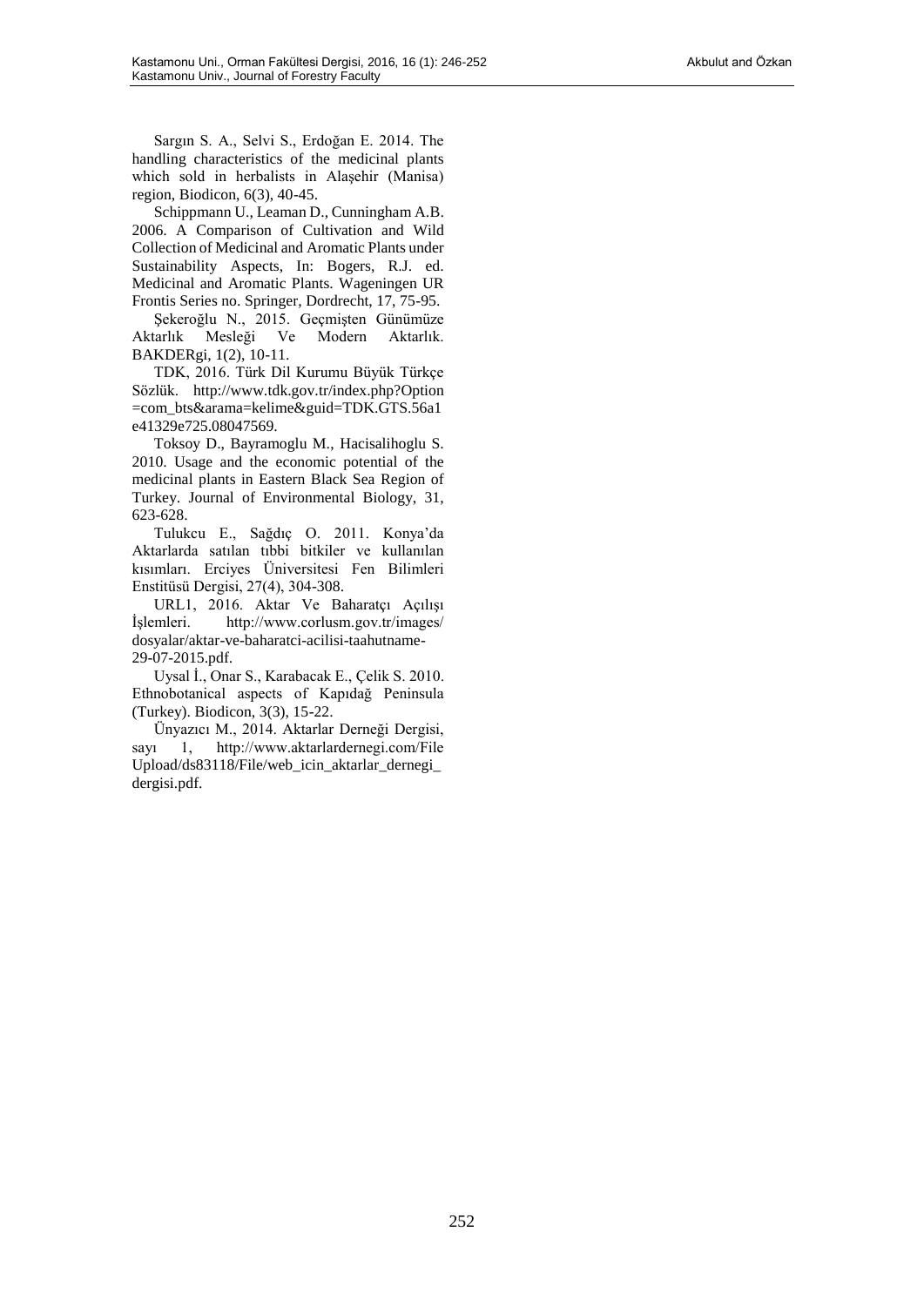Sargın S. A., Selvi S., Erdoğan E. 2014. The handling characteristics of the medicinal plants which sold in herbalists in Alaşehir (Manisa) region, Biodicon, 6(3), 40-45.

Schippmann U., Leaman D., Cunningham A.B. 2006. A Comparison of Cultivation and Wild Collection of Medicinal and Aromatic Plants under Sustainability Aspects, In: Bogers, R.J. ed. Medicinal and Aromatic Plants. Wageningen UR Frontis Series no. Springer, Dordrecht, 17, 75-95.

Şekeroğlu N., 2015. Geçmişten Günümüze Aktarlık Mesleği Ve Modern Aktarlık. BAKDERgi, 1(2), 10-11.

TDK, 2016. Türk Dil Kurumu Büyük Türkçe Sözlük. http://www.tdk.gov.tr/index.php?Option=com_bts&arama=kelime&guid=TDK.GTS.56a1e41329e725.08047569.

Toksoy D., Bayramoglu M., Hacisalihoglu S. 2010. Usage and the economic potential of the medicinal plants in Eastern Black Sea Region of Turkey. Journal of Environmental Biology, 31, 623-628.

Tulukcu E., Sağdıç O. 2011. Konya'da Aktarlarda satılan tıbbi bitkiler ve kullanılan kısımları. Erciyes Üniversitesi Fen Bilimleri Enstitüsü Dergisi, 27(4), 304-308.

URL1, 2016. Aktar Ve Baharatçı Açılışı İşlemleri. http://www.corlusm.gov.tr/images/dosyalar/aktar-ve-baharatci-acilisi-taahutname-29-07-2015.pdf.

Uysal İ., Onar S., Karabacak E., Çelik S. 2010. Ethnobotanical aspects of Kapıdağ Peninsula (Turkey). Biodicon, 3(3), 15-22.

Ünyazıcı M., 2014. Aktarlar Derneği Dergisi, sayı 1, http://www.aktarlardernegi.com/FileUpload/ds83118/File/web_icin_aktarlar_dernegi_dergisi.pdf.